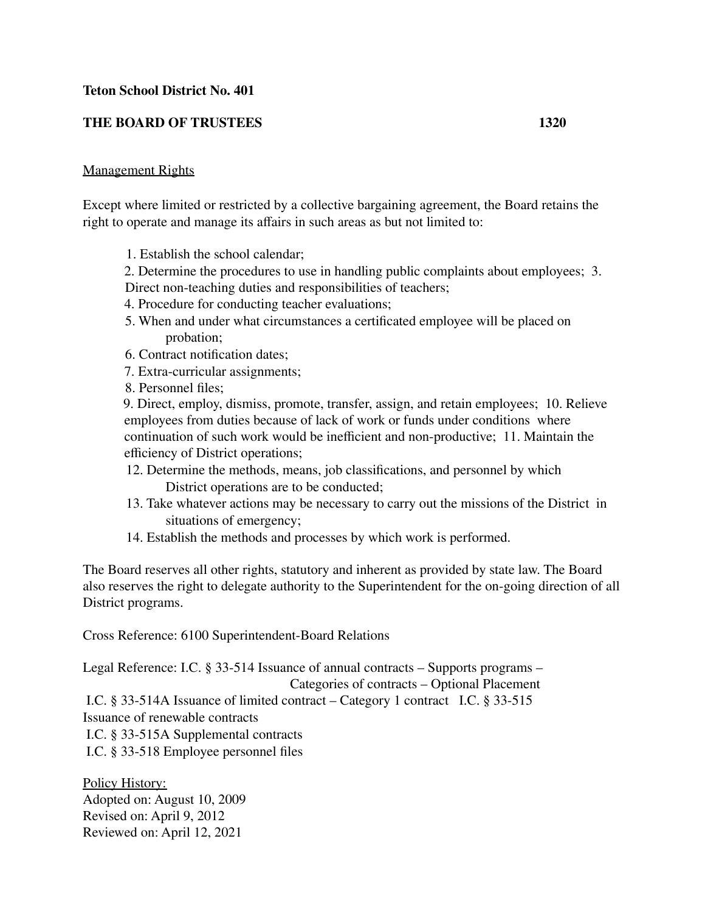**Teton School District No. 401**

**THE BOARD OF TRUSTEES** **1320**

Management Rights

Except where limited or restricted by a collective bargaining agreement, the Board retains the right to operate and manage its affairs in such areas as but not limited to:

1. Establish the school calendar;
2. Determine the procedures to use in handling public complaints about employees;
3. Direct non-teaching duties and responsibilities of teachers;
4. Procedure for conducting teacher evaluations;
5. When and under what circumstances a certificated employee will be placed on probation;
6. Contract notification dates;
7. Extra-curricular assignments;
8. Personnel files;
9. Direct, employ, dismiss, promote, transfer, assign, and retain employees;
10. Relieve employees from duties because of lack of work or funds under conditions where continuation of such work would be inefficient and non-productive;
11. Maintain the efficiency of District operations;
12. Determine the methods, means, job classifications, and personnel by which District operations are to be conducted;
13. Take whatever actions may be necessary to carry out the missions of the District in situations of emergency;
14. Establish the methods and processes by which work is performed.

The Board reserves all other rights, statutory and inherent as provided by state law. The Board also reserves the right to delegate authority to the Superintendent for the on-going direction of all District programs.

Cross Reference: 6100 Superintendent-Board Relations

Legal Reference: I.C. § 33-514 Issuance of annual contracts – Supports programs – Categories of contracts – Optional Placement
I.C. § 33-514A Issuance of limited contract – Category 1 contract
I.C. § 33-515 Issuance of renewable contracts
I.C. § 33-515A Supplemental contracts
I.C. § 33-518 Employee personnel files

Policy History:
Adopted on: August 10, 2009
Revised on: April 9, 2012
Reviewed on: April 12, 2021